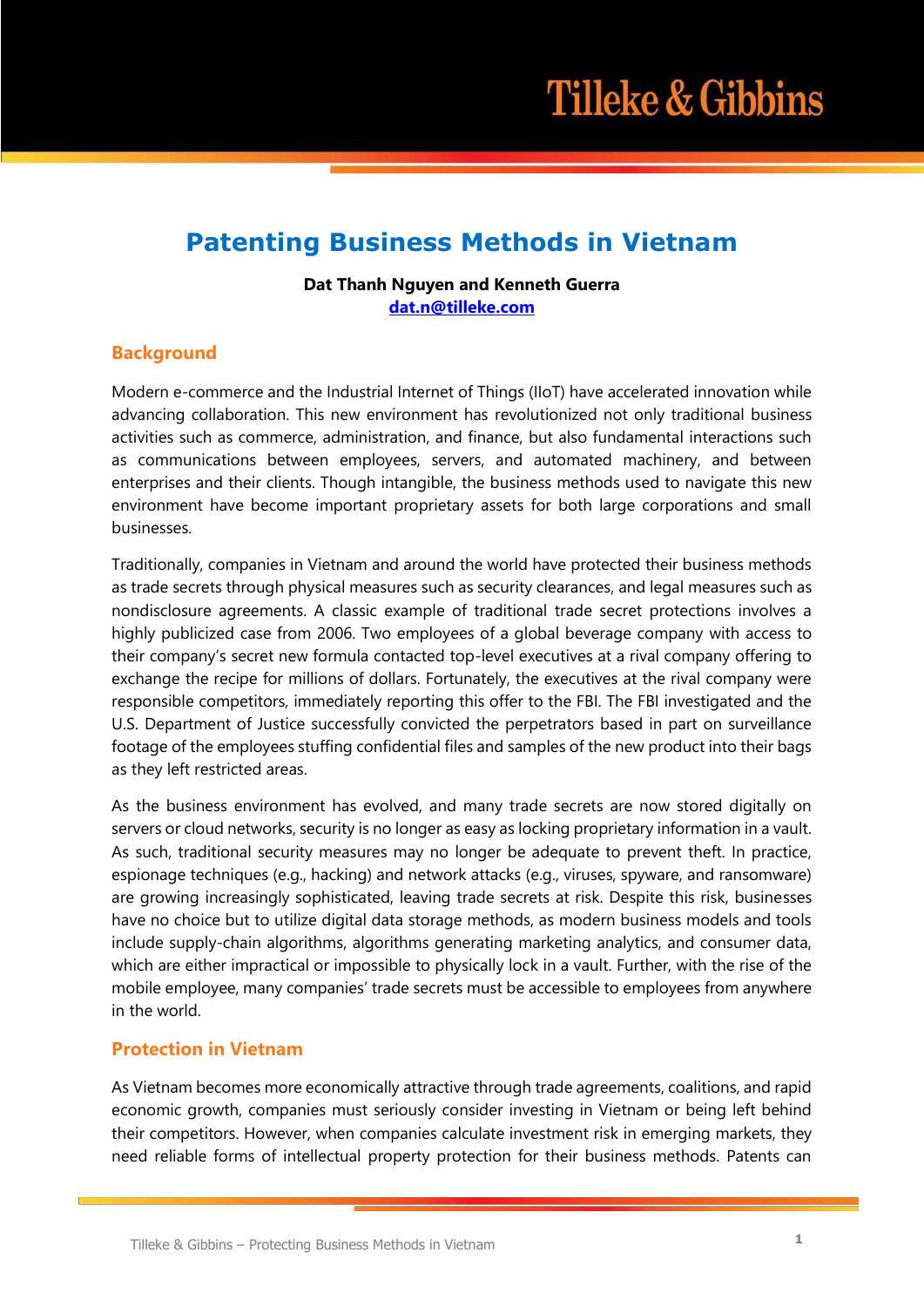# Patenting Business Methods in Vietnam

**Dat Thanh Nguyen and Kenneth Guerra**
**dat.n@tilleke.com**

## Background

Modern e-commerce and the Industrial Internet of Things (IIoT) have accelerated innovation while advancing collaboration. This new environment has revolutionized not only traditional business activities such as commerce, administration, and finance, but also fundamental interactions such as communications between employees, servers, and automated machinery, and between enterprises and their clients. Though intangible, the business methods used to navigate this new environment have become important proprietary assets for both large corporations and small businesses.

Traditionally, companies in Vietnam and around the world have protected their business methods as trade secrets through physical measures such as security clearances, and legal measures such as nondisclosure agreements. A classic example of traditional trade secret protections involves a highly publicized case from 2006. Two employees of a global beverage company with access to their company's secret new formula contacted top-level executives at a rival company offering to exchange the recipe for millions of dollars. Fortunately, the executives at the rival company were responsible competitors, immediately reporting this offer to the FBI. The FBI investigated and the U.S. Department of Justice successfully convicted the perpetrators based in part on surveillance footage of the employees stuffing confidential files and samples of the new product into their bags as they left restricted areas.

As the business environment has evolved, and many trade secrets are now stored digitally on servers or cloud networks, security is no longer as easy as locking proprietary information in a vault. As such, traditional security measures may no longer be adequate to prevent theft. In practice, espionage techniques (e.g., hacking) and network attacks (e.g., viruses, spyware, and ransomware) are growing increasingly sophisticated, leaving trade secrets at risk. Despite this risk, businesses have no choice but to utilize digital data storage methods, as modern business models and tools include supply-chain algorithms, algorithms generating marketing analytics, and consumer data, which are either impractical or impossible to physically lock in a vault. Further, with the rise of the mobile employee, many companies' trade secrets must be accessible to employees from anywhere in the world.

## Protection in Vietnam

As Vietnam becomes more economically attractive through trade agreements, coalitions, and rapid economic growth, companies must seriously consider investing in Vietnam or being left behind their competitors. However, when companies calculate investment risk in emerging markets, they need reliable forms of intellectual property protection for their business methods. Patents can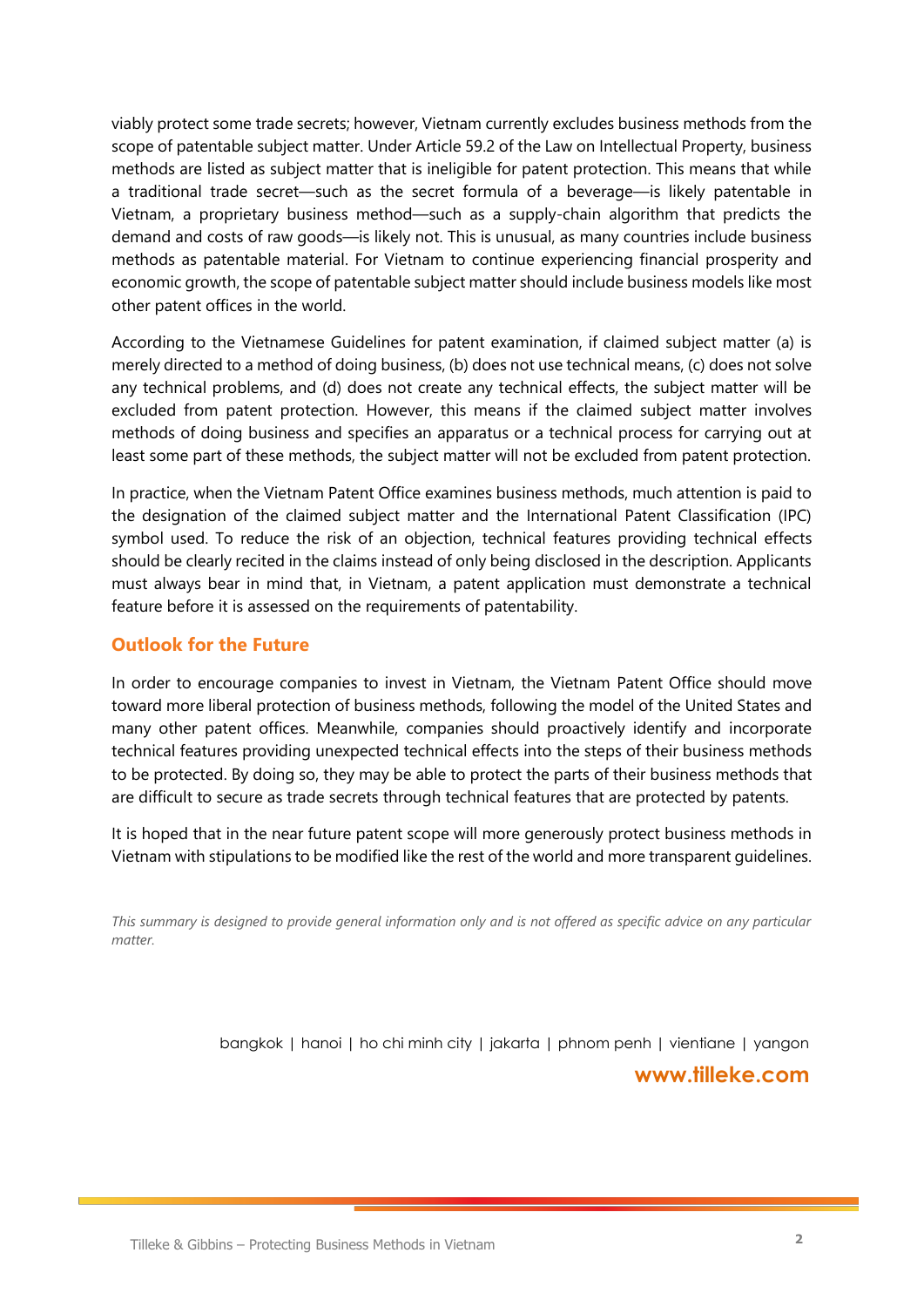viably protect some trade secrets; however, Vietnam currently excludes business methods from the scope of patentable subject matter. Under Article 59.2 of the Law on Intellectual Property, business methods are listed as subject matter that is ineligible for patent protection. This means that while a traditional trade secret—such as the secret formula of a beverage—is likely patentable in Vietnam, a proprietary business method—such as a supply-chain algorithm that predicts the demand and costs of raw goods—is likely not. This is unusual, as many countries include business methods as patentable material. For Vietnam to continue experiencing financial prosperity and economic growth, the scope of patentable subject matter should include business models like most other patent offices in the world.

According to the Vietnamese Guidelines for patent examination, if claimed subject matter (a) is merely directed to a method of doing business, (b) does not use technical means, (c) does not solve any technical problems, and (d) does not create any technical effects, the subject matter will be excluded from patent protection. However, this means if the claimed subject matter involves methods of doing business and specifies an apparatus or a technical process for carrying out at least some part of these methods, the subject matter will not be excluded from patent protection.

In practice, when the Vietnam Patent Office examines business methods, much attention is paid to the designation of the claimed subject matter and the International Patent Classification (IPC) symbol used. To reduce the risk of an objection, technical features providing technical effects should be clearly recited in the claims instead of only being disclosed in the description. Applicants must always bear in mind that, in Vietnam, a patent application must demonstrate a technical feature before it is assessed on the requirements of patentability.

## Outlook for the Future

In order to encourage companies to invest in Vietnam, the Vietnam Patent Office should move toward more liberal protection of business methods, following the model of the United States and many other patent offices. Meanwhile, companies should proactively identify and incorporate technical features providing unexpected technical effects into the steps of their business methods to be protected. By doing so, they may be able to protect the parts of their business methods that are difficult to secure as trade secrets through technical features that are protected by patents.

It is hoped that in the near future patent scope will more generously protect business methods in Vietnam with stipulations to be modified like the rest of the world and more transparent guidelines.

*This summary is designed to provide general information only and is not offered as specific advice on any particular matter.*

bangkok | hanoi | ho chi minh city | jakarta | phnom penh | vientiane | yangon

**www.tilleke.com**